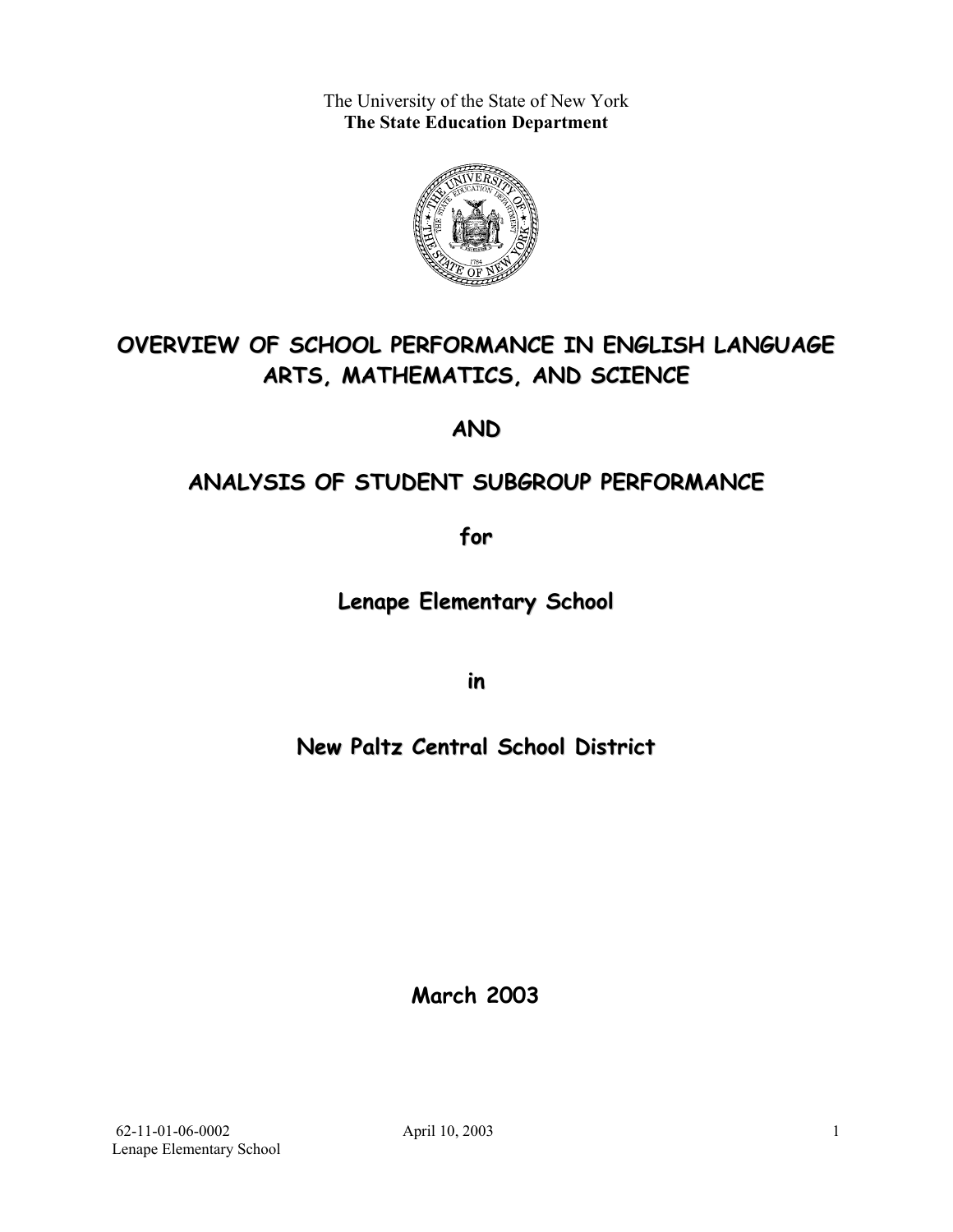The University of the State of New York
**The State Education Department**

# OVERVIEW OF SCHOOL PERFORMANCE IN ENGLISH LANGUAGE ARTS, MATHEMATICS, AND SCIENCE

## AND

# ANALYSIS OF STUDENT SUBGROUP PERFORMANCE

## for

## Lenape Elementary School

## in

## New Paltz Central School District

**March 2003**

62-11-01-06-0002 April 10, 2003
Lenape Elementary School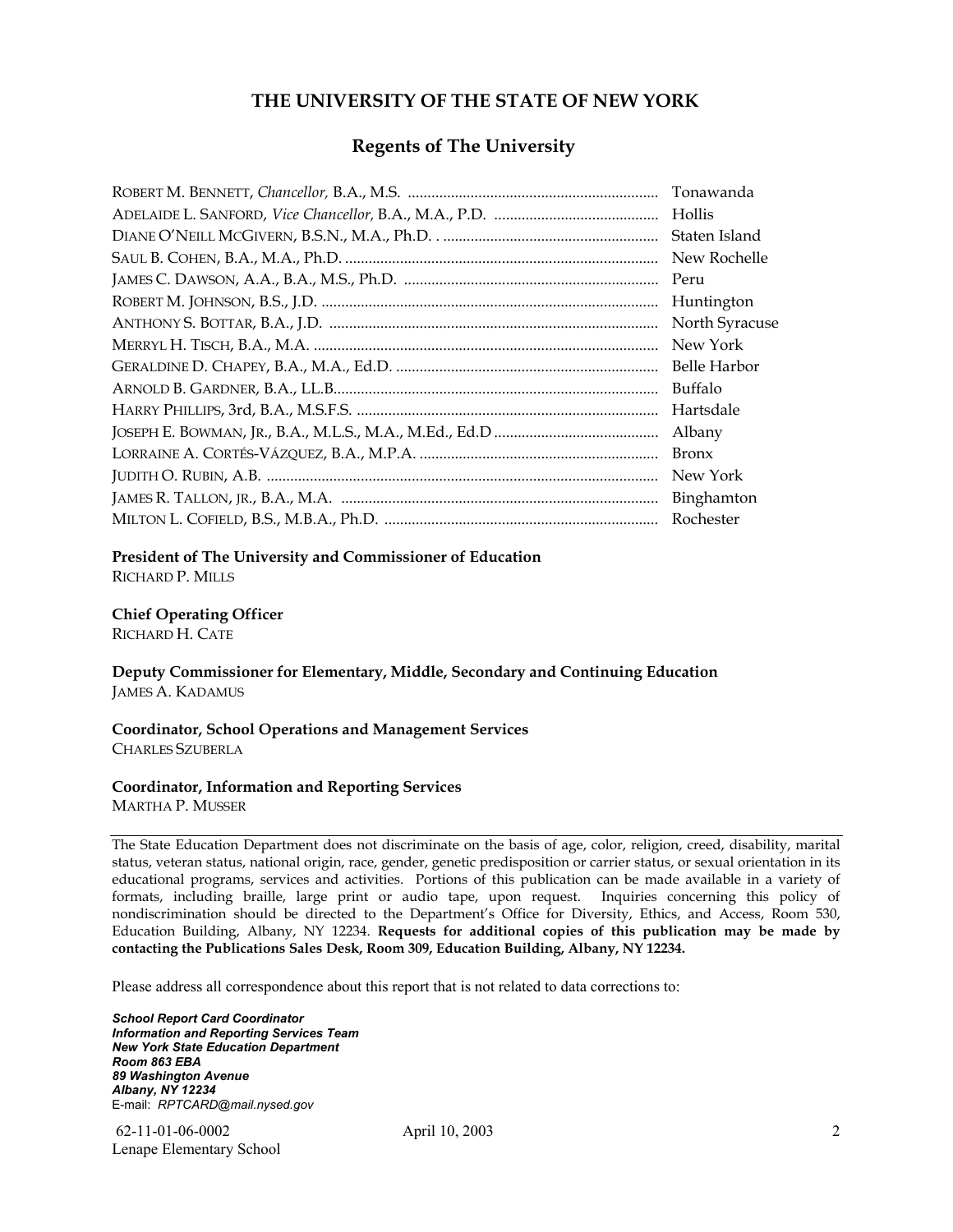# THE UNIVERSITY OF THE STATE OF NEW YORK

## Regents of The University

| | |
|---|---|
| ROBERT M. BENNETT, *Chancellor,* B.A., M.S. | Tonawanda |
| ADELAIDE L. SANFORD, *Vice Chancellor,* B.A., M.A., P.D. | Hollis |
| DIANE O'NEILL MCGIVERN, B.S.N., M.A., Ph.D. | Staten Island |
| SAUL B. COHEN, B.A., M.A., Ph.D. | New Rochelle |
| JAMES C. DAWSON, A.A., B.A., M.S., Ph.D. | Peru |
| ROBERT M. JOHNSON, B.S., J.D. | Huntington |
| ANTHONY S. BOTTAR, B.A., J.D. | North Syracuse |
| MERRYL H. TISCH, B.A., M.A. | New York |
| GERALDINE D. CHAPEY, B.A., M.A., Ed.D. | Belle Harbor |
| ARNOLD B. GARDNER, B.A., LL.B. | Buffalo |
| HARRY PHILLIPS, 3rd, B.A., M.S.F.S. | Hartsdale |
| JOSEPH E. BOWMAN, JR., B.A., M.L.S., M.A., M.Ed., Ed.D | Albany |
| LORRAINE A. CORTÉS-VÁZQUEZ, B.A., M.P.A. | Bronx |
| JUDITH O. RUBIN, A.B. | New York |
| JAMES R. TALLON, JR., B.A., M.A. | Binghamton |
| MILTON L. COFIELD, B.S., M.B.A., Ph.D. | Rochester |

**President of The University and Commissioner of Education**
RICHARD P. MILLS

**Chief Operating Officer**
RICHARD H. CATE

**Deputy Commissioner for Elementary, Middle, Secondary and Continuing Education**
JAMES A. KADAMUS

**Coordinator, School Operations and Management Services**
CHARLES SZUBERLA

**Coordinator, Information and Reporting Services**
MARTHA P. MUSSER

---

The State Education Department does not discriminate on the basis of age, color, religion, creed, disability, marital status, veteran status, national origin, race, gender, genetic predisposition or carrier status, or sexual orientation in its educational programs, services and activities. Portions of this publication can be made available in a variety of formats, including braille, large print or audio tape, upon request. Inquiries concerning this policy of nondiscrimination should be directed to the Department's Office for Diversity, Ethics, and Access, Room 530, Education Building, Albany, NY 12234. **Requests for additional copies of this publication may be made by contacting the Publications Sales Desk, Room 309, Education Building, Albany, NY 12234.**

Please address all correspondence about this report that is not related to data corrections to:

***School Report Card Coordinator***
***Information and Reporting Services Team***
***New York State Education Department***
***Room 863 EBA***
***89 Washington Avenue***
***Albany, NY 12234***
E-mail: *RPTCARD@mail.nysed.gov*

62-11-01-06-0002 April 10, 2003
Lenape Elementary School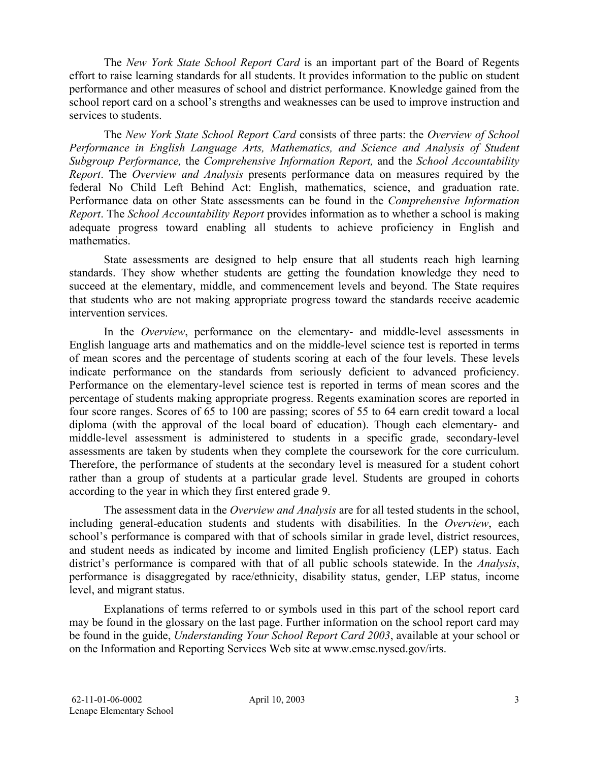The *New York State School Report Card* is an important part of the Board of Regents effort to raise learning standards for all students. It provides information to the public on student performance and other measures of school and district performance. Knowledge gained from the school report card on a school's strengths and weaknesses can be used to improve instruction and services to students.

The *New York State School Report Card* consists of three parts: the *Overview of School Performance in English Language Arts, Mathematics, and Science and Analysis of Student Subgroup Performance,* the *Comprehensive Information Report,* and the *School Accountability Report*. The *Overview and Analysis* presents performance data on measures required by the federal No Child Left Behind Act: English, mathematics, science, and graduation rate. Performance data on other State assessments can be found in the *Comprehensive Information Report*. The *School Accountability Report* provides information as to whether a school is making adequate progress toward enabling all students to achieve proficiency in English and mathematics.

State assessments are designed to help ensure that all students reach high learning standards. They show whether students are getting the foundation knowledge they need to succeed at the elementary, middle, and commencement levels and beyond. The State requires that students who are not making appropriate progress toward the standards receive academic intervention services.

In the *Overview*, performance on the elementary- and middle-level assessments in English language arts and mathematics and on the middle-level science test is reported in terms of mean scores and the percentage of students scoring at each of the four levels. These levels indicate performance on the standards from seriously deficient to advanced proficiency. Performance on the elementary-level science test is reported in terms of mean scores and the percentage of students making appropriate progress. Regents examination scores are reported in four score ranges. Scores of 65 to 100 are passing; scores of 55 to 64 earn credit toward a local diploma (with the approval of the local board of education). Though each elementary- and middle-level assessment is administered to students in a specific grade, secondary-level assessments are taken by students when they complete the coursework for the core curriculum. Therefore, the performance of students at the secondary level is measured for a student cohort rather than a group of students at a particular grade level. Students are grouped in cohorts according to the year in which they first entered grade 9.

The assessment data in the *Overview and Analysis* are for all tested students in the school, including general-education students and students with disabilities. In the *Overview*, each school's performance is compared with that of schools similar in grade level, district resources, and student needs as indicated by income and limited English proficiency (LEP) status. Each district's performance is compared with that of all public schools statewide. In the *Analysis*, performance is disaggregated by race/ethnicity, disability status, gender, LEP status, income level, and migrant status.

Explanations of terms referred to or symbols used in this part of the school report card may be found in the glossary on the last page. Further information on the school report card may be found in the guide, *Understanding Your School Report Card 2003*, available at your school or on the Information and Reporting Services Web site at www.emsc.nysed.gov/irts.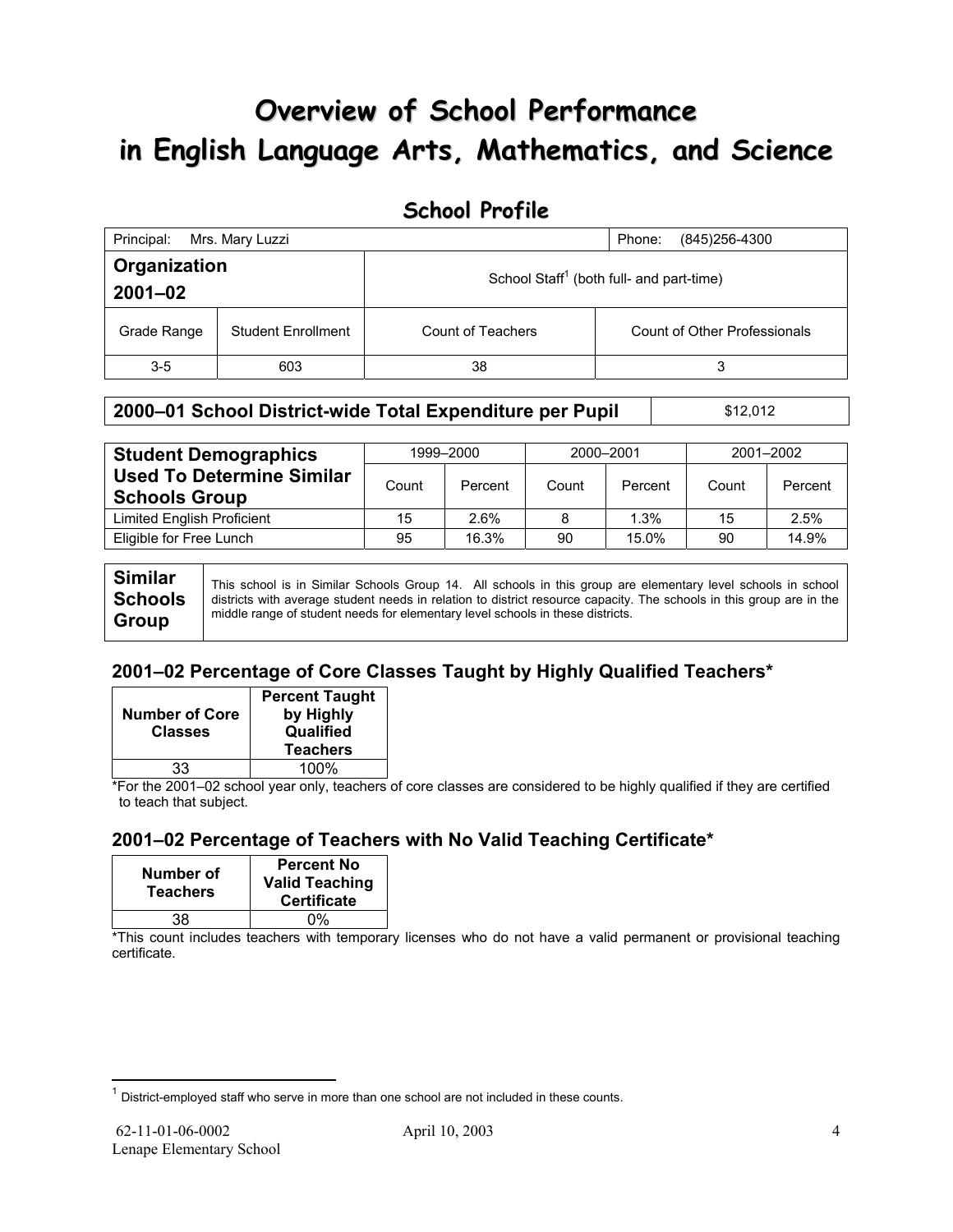# Overview of School Performance in English Language Arts, Mathematics, and Science

## School Profile

| Principal: Mrs. Mary Luzzi | | Phone: (845)256-4300 | |
|---|---|---|---|
| **Organization 2001–02** | | School Staff[1] (both full- and part-time) | |
| Grade Range | Student Enrollment | Count of Teachers | Count of Other Professionals |
| 3-5 | 603 | 38 | 3 |

| **2000–01 School District-wide Total Expenditure per Pupil** | $12,012 |
|---|---|

| **Student Demographics Used To Determine Similar Schools Group** | 1999–2000 | | 2000–2001 | | 2001–2002 | |
|---|---|---|---|---|---|---|
| | Count | Percent | Count | Percent | Count | Percent |
| Limited English Proficient | 15 | 2.6% | 8 | 1.3% | 15 | 2.5% |
| Eligible for Free Lunch | 95 | 16.3% | 90 | 15.0% | 90 | 14.9% |

**Similar Schools Group**

This school is in Similar Schools Group 14. All schools in this group are elementary level schools in school districts with average student needs in relation to district resource capacity. The schools in this group are in the middle range of student needs for elementary level schools in these districts.

### 2001–02 Percentage of Core Classes Taught by Highly Qualified Teachers*

| Number of Core Classes | Percent Taught by Highly Qualified Teachers |
|---|---|
| 33 | 100% |

*For the 2001–02 school year only, teachers of core classes are considered to be highly qualified if they are certified to teach that subject.

### 2001–02 Percentage of Teachers with No Valid Teaching Certificate*

| Number of Teachers | Percent No Valid Teaching Certificate |
|---|---|
| 38 | 0% |

*This count includes teachers with temporary licenses who do not have a valid permanent or provisional teaching certificate.

[1] District-employed staff who serve in more than one school are not included in these counts.

62-11-01-06-0002 April 10, 2003
Lenape Elementary School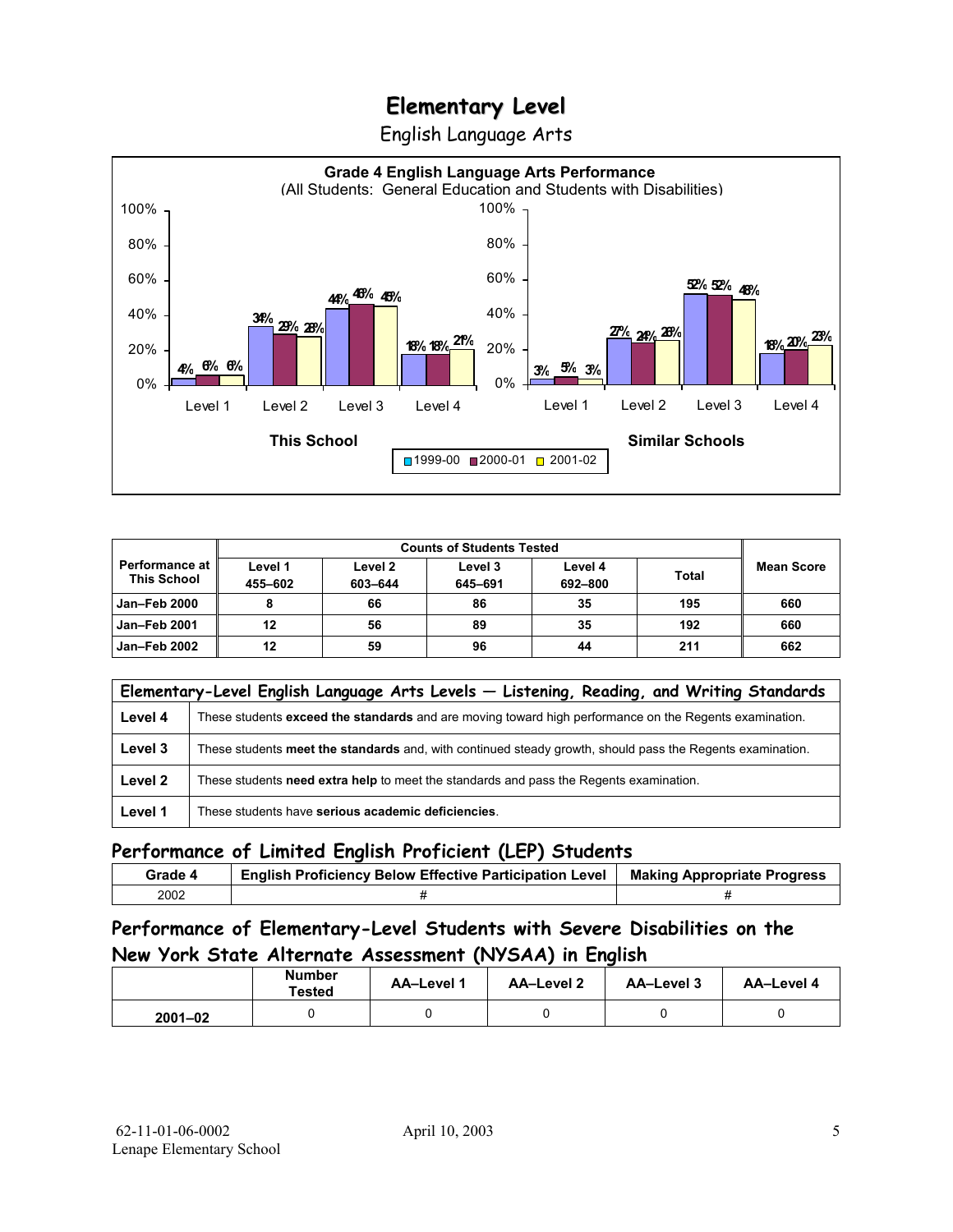# Elementary Level

English Language Arts

**Grade 4 English Language Arts Performance**
(All Students: General Education and Students with Disabilities)

**This School**

| | 1999-00 | 2000-01 | 2001-02 |
|---|---|---|---|
| Level 1 | 4% | 6% | 6% |
| Level 2 | 34% | 29% | 28% |
| Level 3 | 44% | 46% | 45% |
| Level 4 | 18% | 18% | 21% |

**Similar Schools**

| | 1999-00 | 2000-01 | 2001-02 |
|---|---|---|---|
| Level 1 | 3% | 5% | 3% |
| Level 2 | 27% | 24% | 26% |
| Level 3 | 52% | 52% | 48% |
| Level 4 | 18% | 20% | 23% |

| Performance at This School | Counts of Students Tested | | | | | Mean Score |
|---|---|---|---|---|---|---|
| | Level 1 455–602 | Level 2 603–644 | Level 3 645–691 | Level 4 692–800 | Total | |
| Jan–Feb 2000 | 8 | 66 | 86 | 35 | 195 | 660 |
| Jan–Feb 2001 | 12 | 56 | 89 | 35 | 192 | 660 |
| Jan–Feb 2002 | 12 | 59 | 96 | 44 | 211 | 662 |

| Elementary-Level English Language Arts Levels — Listening, Reading, and Writing Standards | |
|---|---|
| Level 4 | These students **exceed the standards** and are moving toward high performance on the Regents examination. |
| Level 3 | These students **meet the standards** and, with continued steady growth, should pass the Regents examination. |
| Level 2 | These students **need extra help** to meet the standards and pass the Regents examination. |
| Level 1 | These students have **serious academic deficiencies**. |

## Performance of Limited English Proficient (LEP) Students

| Grade 4 | English Proficiency Below Effective Participation Level | Making Appropriate Progress |
|---|---|---|
| 2002 | # | # |

## Performance of Elementary-Level Students with Severe Disabilities on the New York State Alternate Assessment (NYSAA) in English

| | Number Tested | AA–Level 1 | AA–Level 2 | AA–Level 3 | AA–Level 4 |
|---|---|---|---|---|---|
| 2001–02 | 0 | 0 | 0 | 0 | 0 |

62-11-01-06-0002
Lenape Elementary School

April 10, 2003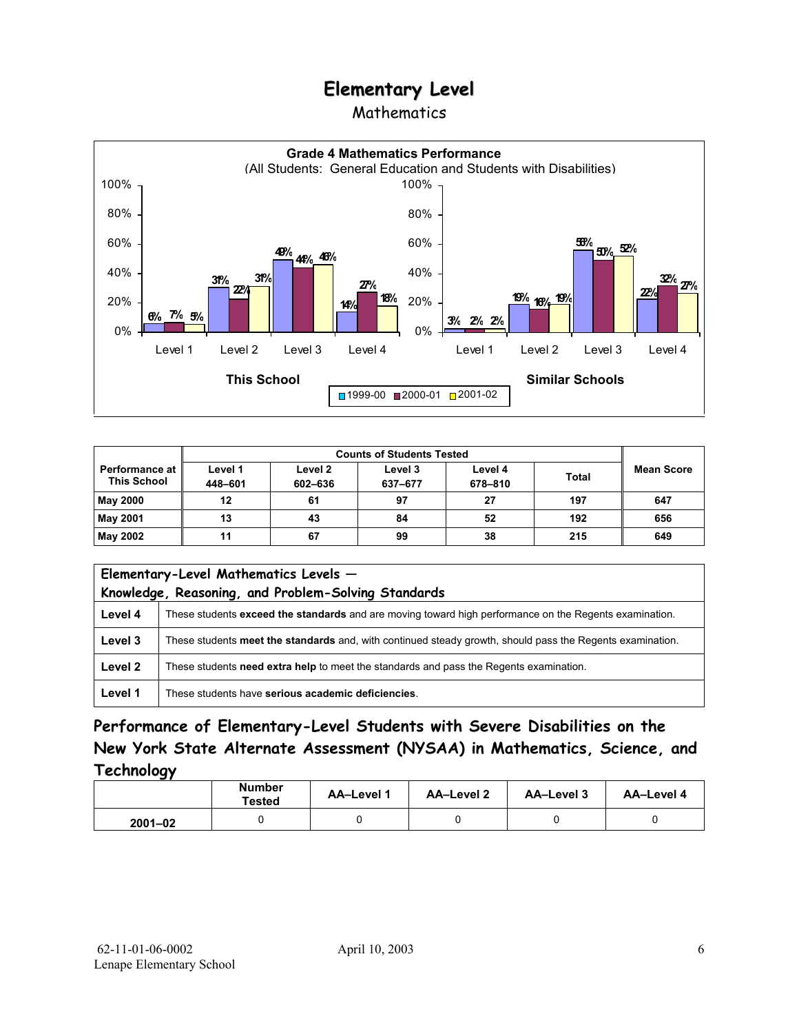# Elementary Level

## Mathematics

**Grade 4 Mathematics Performance**
(All Students: General Education and Students with Disabilities)

**This School**

| | 1999-00 | 2000-01 | 2001-02 |
|---|---|---|---|
| Level 1 | 6% | 7% | 5% |
| Level 2 | 31% | 22% | 31% |
| Level 3 | 49% | 44% | 46% |
| Level 4 | 14% | 27% | 18% |

**Similar Schools**

| | 1999-00 | 2000-01 | 2001-02 |
|---|---|---|---|
| Level 1 | 3% | 2% | 2% |
| Level 2 | 19% | 16% | 19% |
| Level 3 | 56% | 50% | 52% |
| Level 4 | 22% | 32% | 27% |

| Performance at This School | Counts of Students Tested | | | | | Mean Score |
|---|---|---|---|---|---|---|
| | Level 1 448–601 | Level 2 602–636 | Level 3 637–677 | Level 4 678–810 | Total | |
| May 2000 | 12 | 61 | 97 | 27 | 197 | 647 |
| May 2001 | 13 | 43 | 84 | 52 | 192 | 656 |
| May 2002 | 11 | 67 | 99 | 38 | 215 | 649 |

| Elementary-Level Mathematics Levels — Knowledge, Reasoning, and Problem-Solving Standards | |
|---|---|
| Level 4 | These students **exceed the standards** and are moving toward high performance on the Regents examination. |
| Level 3 | These students **meet the standards** and, with continued steady growth, should pass the Regents examination. |
| Level 2 | These students **need extra help** to meet the standards and pass the Regents examination. |
| Level 1 | These students have **serious academic deficiencies**. |

## Performance of Elementary-Level Students with Severe Disabilities on the New York State Alternate Assessment (NYSAA) in Mathematics, Science, and Technology

| | Number Tested | AA–Level 1 | AA–Level 2 | AA–Level 3 | AA–Level 4 |
|---|---|---|---|---|---|
| 2001–02 | 0 | 0 | 0 | 0 | 0 |

62-11-01-06-0002
Lenape Elementary School
April 10, 2003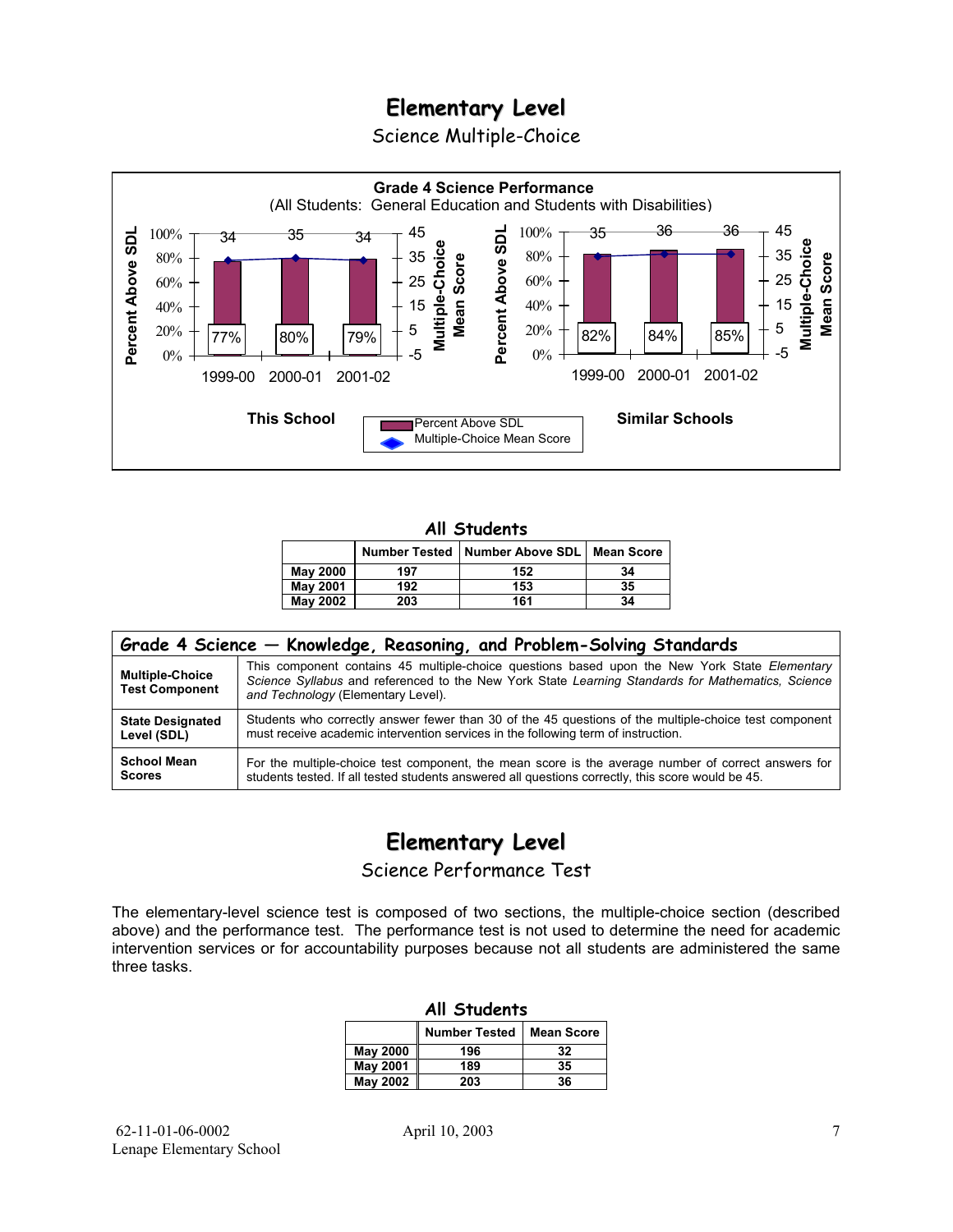# Elementary Level

## Science Multiple-Choice

**Grade 4 Science Performance**
(All Students: General Education and Students with Disabilities)

**This School**

| | 1999-00 | 2000-01 | 2001-02 |
|---|---|---|---|
| Percent Above SDL | 77% | 80% | 79% |
| Multiple-Choice Mean Score | 34 | 35 | 34 |

**Similar Schools**

| | 1999-00 | 2000-01 | 2001-02 |
|---|---|---|---|
| Percent Above SDL | 82% | 84% | 85% |
| Multiple-Choice Mean Score | 35 | 36 | 36 |

### All Students

| | Number Tested | Number Above SDL | Mean Score |
|---|---|---|---|
| **May 2000** | 197 | 152 | 34 |
| **May 2001** | 192 | 153 | 35 |
| **May 2002** | 203 | 161 | 34 |

| Grade 4 Science — Knowledge, Reasoning, and Problem-Solving Standards | |
|---|---|
| **Multiple-Choice Test Component** | This component contains 45 multiple-choice questions based upon the New York State *Elementary Science Syllabus* and referenced to the New York State *Learning Standards for Mathematics, Science and Technology* (Elementary Level). |
| **State Designated Level (SDL)** | Students who correctly answer fewer than 30 of the 45 questions of the multiple-choice test component must receive academic intervention services in the following term of instruction. |
| **School Mean Scores** | For the multiple-choice test component, the mean score is the average number of correct answers for students tested. If all tested students answered all questions correctly, this score would be 45. |

# Elementary Level

## Science Performance Test

The elementary-level science test is composed of two sections, the multiple-choice section (described above) and the performance test. The performance test is not used to determine the need for academic intervention services or for accountability purposes because not all students are administered the same three tasks.

### All Students

| | Number Tested | Mean Score |
|---|---|---|
| **May 2000** | 196 | 32 |
| **May 2001** | 189 | 35 |
| **May 2002** | 203 | 36 |

62-11-01-06-0002
Lenape Elementary School

April 10, 2003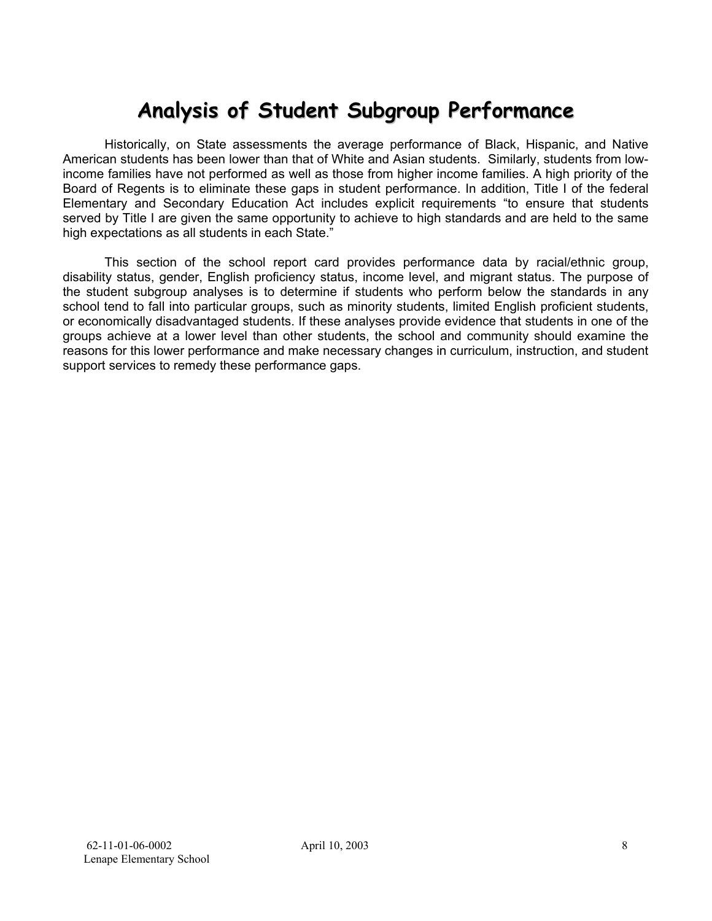# Analysis of Student Subgroup Performance

Historically, on State assessments the average performance of Black, Hispanic, and Native American students has been lower than that of White and Asian students. Similarly, students from low-income families have not performed as well as those from higher income families. A high priority of the Board of Regents is to eliminate these gaps in student performance. In addition, Title I of the federal Elementary and Secondary Education Act includes explicit requirements "to ensure that students served by Title I are given the same opportunity to achieve to high standards and are held to the same high expectations as all students in each State."

This section of the school report card provides performance data by racial/ethnic group, disability status, gender, English proficiency status, income level, and migrant status. The purpose of the student subgroup analyses is to determine if students who perform below the standards in any school tend to fall into particular groups, such as minority students, limited English proficient students, or economically disadvantaged students. If these analyses provide evidence that students in one of the groups achieve at a lower level than other students, the school and community should examine the reasons for this lower performance and make necessary changes in curriculum, instruction, and student support services to remedy these performance gaps.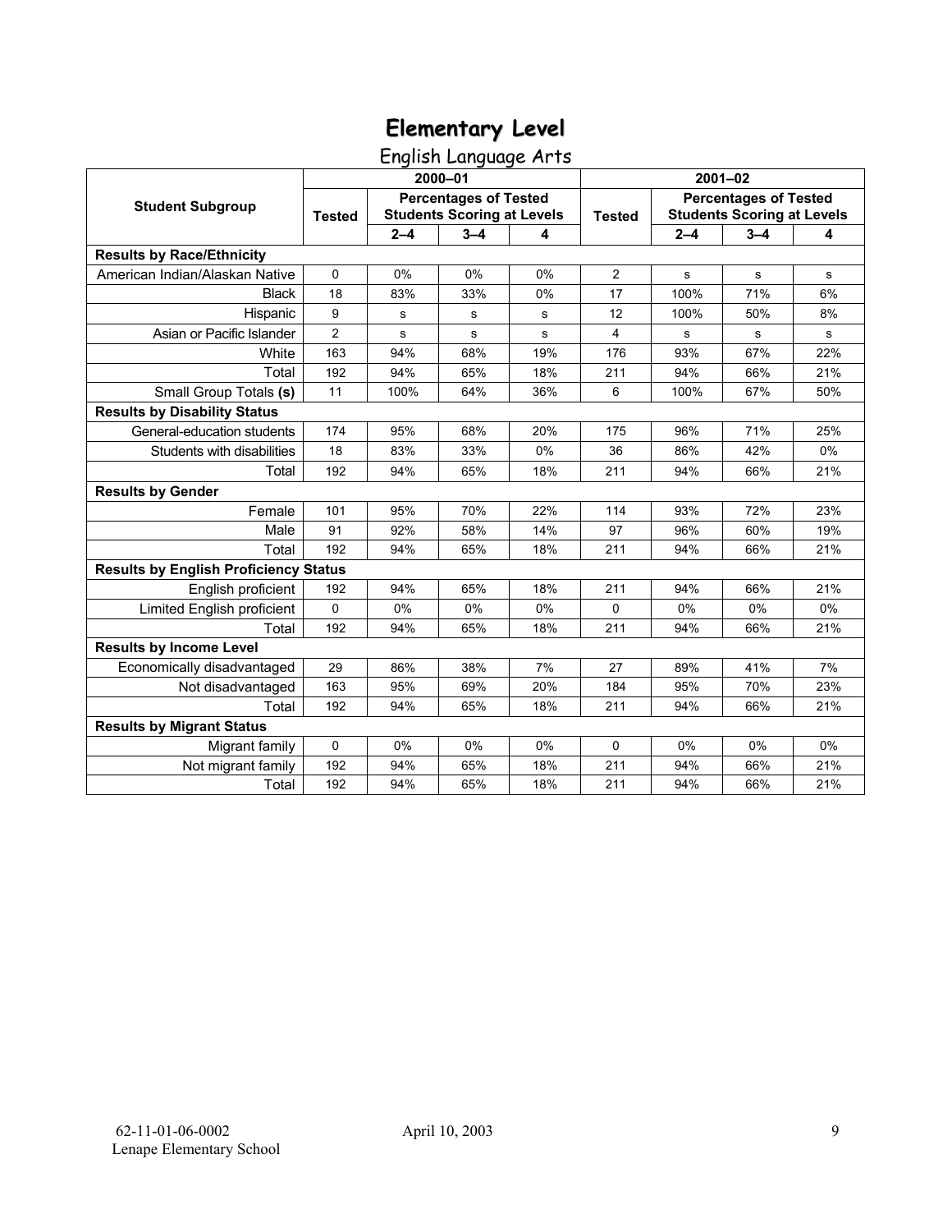# Elementary Level

## English Language Arts

| Student Subgroup | 2000–01 | | | | 2001–02 | | | |
|---|---|---|---|---|---|---|---|---|
| | Tested | Percentages of Tested Students Scoring at Levels | | | Tested | Percentages of Tested Students Scoring at Levels | | |
| | | 2–4 | 3–4 | 4 | | 2–4 | 3–4 | 4 |
| **Results by Race/Ethnicity** | | | | | | | | |
| American Indian/Alaskan Native | 0 | 0% | 0% | 0% | 2 | s | s | s |
| Black | 18 | 83% | 33% | 0% | 17 | 100% | 71% | 6% |
| Hispanic | 9 | s | s | s | 12 | 100% | 50% | 8% |
| Asian or Pacific Islander | 2 | s | s | s | 4 | s | s | s |
| White | 163 | 94% | 68% | 19% | 176 | 93% | 67% | 22% |
| Total | 192 | 94% | 65% | 18% | 211 | 94% | 66% | 21% |
| Small Group Totals **(s)** | 11 | 100% | 64% | 36% | 6 | 100% | 67% | 50% |
| **Results by Disability Status** | | | | | | | | |
| General-education students | 174 | 95% | 68% | 20% | 175 | 96% | 71% | 25% |
| Students with disabilities | 18 | 83% | 33% | 0% | 36 | 86% | 42% | 0% |
| Total | 192 | 94% | 65% | 18% | 211 | 94% | 66% | 21% |
| **Results by Gender** | | | | | | | | |
| Female | 101 | 95% | 70% | 22% | 114 | 93% | 72% | 23% |
| Male | 91 | 92% | 58% | 14% | 97 | 96% | 60% | 19% |
| Total | 192 | 94% | 65% | 18% | 211 | 94% | 66% | 21% |
| **Results by English Proficiency Status** | | | | | | | | |
| English proficient | 192 | 94% | 65% | 18% | 211 | 94% | 66% | 21% |
| Limited English proficient | 0 | 0% | 0% | 0% | 0 | 0% | 0% | 0% |
| Total | 192 | 94% | 65% | 18% | 211 | 94% | 66% | 21% |
| **Results by Income Level** | | | | | | | | |
| Economically disadvantaged | 29 | 86% | 38% | 7% | 27 | 89% | 41% | 7% |
| Not disadvantaged | 163 | 95% | 69% | 20% | 184 | 95% | 70% | 23% |
| Total | 192 | 94% | 65% | 18% | 211 | 94% | 66% | 21% |
| **Results by Migrant Status** | | | | | | | | |
| Migrant family | 0 | 0% | 0% | 0% | 0 | 0% | 0% | 0% |
| Not migrant family | 192 | 94% | 65% | 18% | 211 | 94% | 66% | 21% |
| Total | 192 | 94% | 65% | 18% | 211 | 94% | 66% | 21% |

62-11-01-06-0002
Lenape Elementary School

April 10, 2003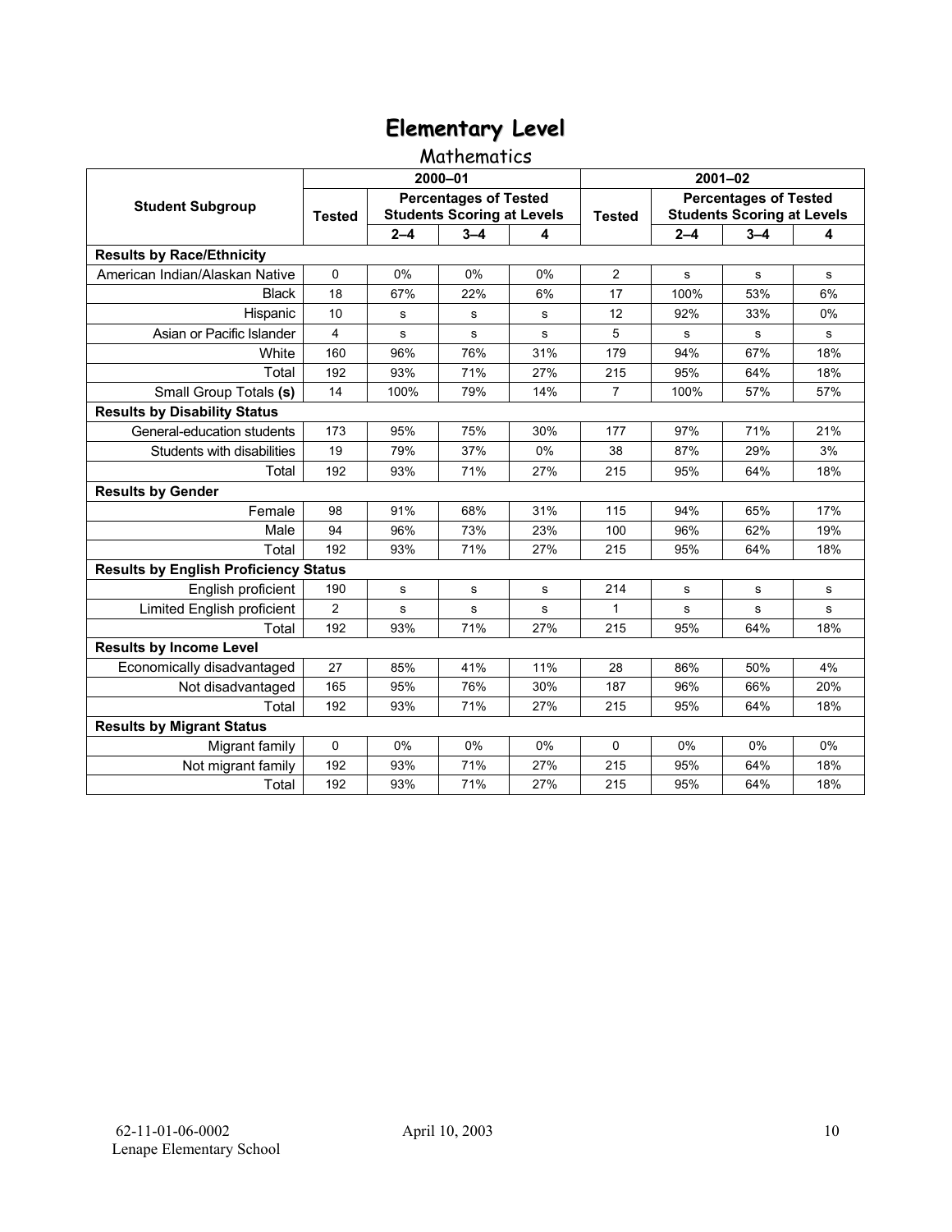# Elementary Level

## Mathematics

| Student Subgroup | 2000–01 | | | | 2001–02 | | | |
|---|---|---|---|---|---|---|---|---|
| | Tested | Percentages of Tested Students Scoring at Levels | | | Tested | Percentages of Tested Students Scoring at Levels | | |
| | | 2–4 | 3–4 | 4 | | 2–4 | 3–4 | 4 |
| **Results by Race/Ethnicity** | | | | | | | | |
| American Indian/Alaskan Native | 0 | 0% | 0% | 0% | 2 | s | s | s |
| Black | 18 | 67% | 22% | 6% | 17 | 100% | 53% | 6% |
| Hispanic | 10 | s | s | s | 12 | 92% | 33% | 0% |
| Asian or Pacific Islander | 4 | s | s | s | 5 | s | s | s |
| White | 160 | 96% | 76% | 31% | 179 | 94% | 67% | 18% |
| Total | 192 | 93% | 71% | 27% | 215 | 95% | 64% | 18% |
| Small Group Totals **(s)** | 14 | 100% | 79% | 14% | 7 | 100% | 57% | 57% |
| **Results by Disability Status** | | | | | | | | |
| General-education students | 173 | 95% | 75% | 30% | 177 | 97% | 71% | 21% |
| Students with disabilities | 19 | 79% | 37% | 0% | 38 | 87% | 29% | 3% |
| Total | 192 | 93% | 71% | 27% | 215 | 95% | 64% | 18% |
| **Results by Gender** | | | | | | | | |
| Female | 98 | 91% | 68% | 31% | 115 | 94% | 65% | 17% |
| Male | 94 | 96% | 73% | 23% | 100 | 96% | 62% | 19% |
| Total | 192 | 93% | 71% | 27% | 215 | 95% | 64% | 18% |
| **Results by English Proficiency Status** | | | | | | | | |
| English proficient | 190 | s | s | s | 214 | s | s | s |
| Limited English proficient | 2 | s | s | s | 1 | s | s | s |
| Total | 192 | 93% | 71% | 27% | 215 | 95% | 64% | 18% |
| **Results by Income Level** | | | | | | | | |
| Economically disadvantaged | 27 | 85% | 41% | 11% | 28 | 86% | 50% | 4% |
| Not disadvantaged | 165 | 95% | 76% | 30% | 187 | 96% | 66% | 20% |
| Total | 192 | 93% | 71% | 27% | 215 | 95% | 64% | 18% |
| **Results by Migrant Status** | | | | | | | | |
| Migrant family | 0 | 0% | 0% | 0% | 0 | 0% | 0% | 0% |
| Not migrant family | 192 | 93% | 71% | 27% | 215 | 95% | 64% | 18% |
| Total | 192 | 93% | 71% | 27% | 215 | 95% | 64% | 18% |

62-11-01-06-0002
Lenape Elementary School

April 10, 2003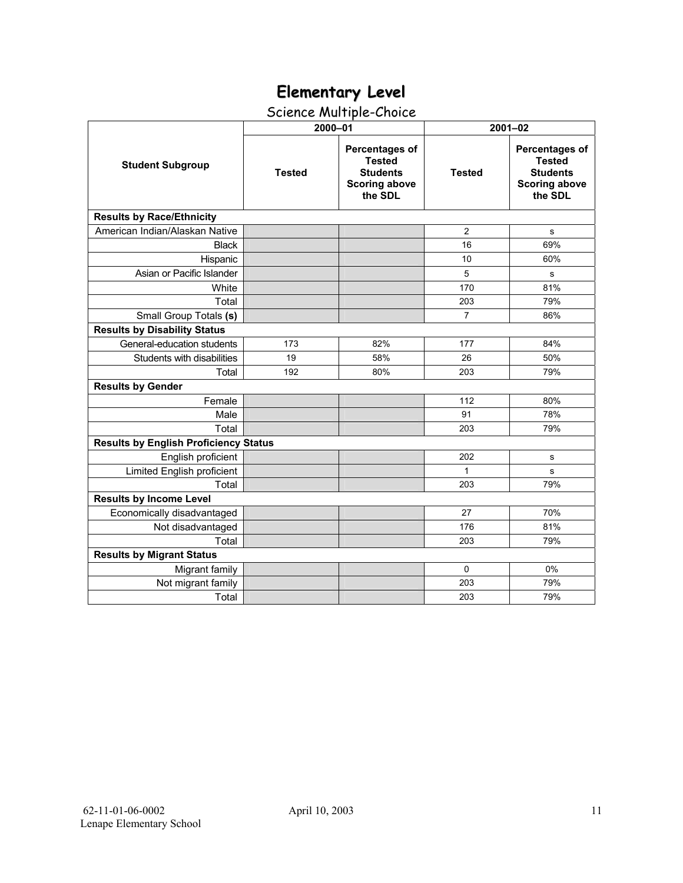# Elementary Level

## Science Multiple-Choice

| Student Subgroup | 2000–01 | | 2001–02 | |
|---|---|---|---|---|
| | Tested | Percentages of Tested Students Scoring above the SDL | Tested | Percentages of Tested Students Scoring above the SDL |
| **Results by Race/Ethnicity** | | | | |
| American Indian/Alaskan Native | | | 2 | s |
| Black | | | 16 | 69% |
| Hispanic | | | 10 | 60% |
| Asian or Pacific Islander | | | 5 | s |
| White | | | 170 | 81% |
| Total | | | 203 | 79% |
| Small Group Totals **(s)** | | | 7 | 86% |
| **Results by Disability Status** | | | | |
| General-education students | 173 | 82% | 177 | 84% |
| Students with disabilities | 19 | 58% | 26 | 50% |
| Total | 192 | 80% | 203 | 79% |
| **Results by Gender** | | | | |
| Female | | | 112 | 80% |
| Male | | | 91 | 78% |
| Total | | | 203 | 79% |
| **Results by English Proficiency Status** | | | | |
| English proficient | | | 202 | s |
| Limited English proficient | | | 1 | s |
| Total | | | 203 | 79% |
| **Results by Income Level** | | | | |
| Economically disadvantaged | | | 27 | 70% |
| Not disadvantaged | | | 176 | 81% |
| Total | | | 203 | 79% |
| **Results by Migrant Status** | | | | |
| Migrant family | | | 0 | 0% |
| Not migrant family | | | 203 | 79% |
| Total | | | 203 | 79% |

62-11-01-06-0002 April 10, 2003
Lenape Elementary School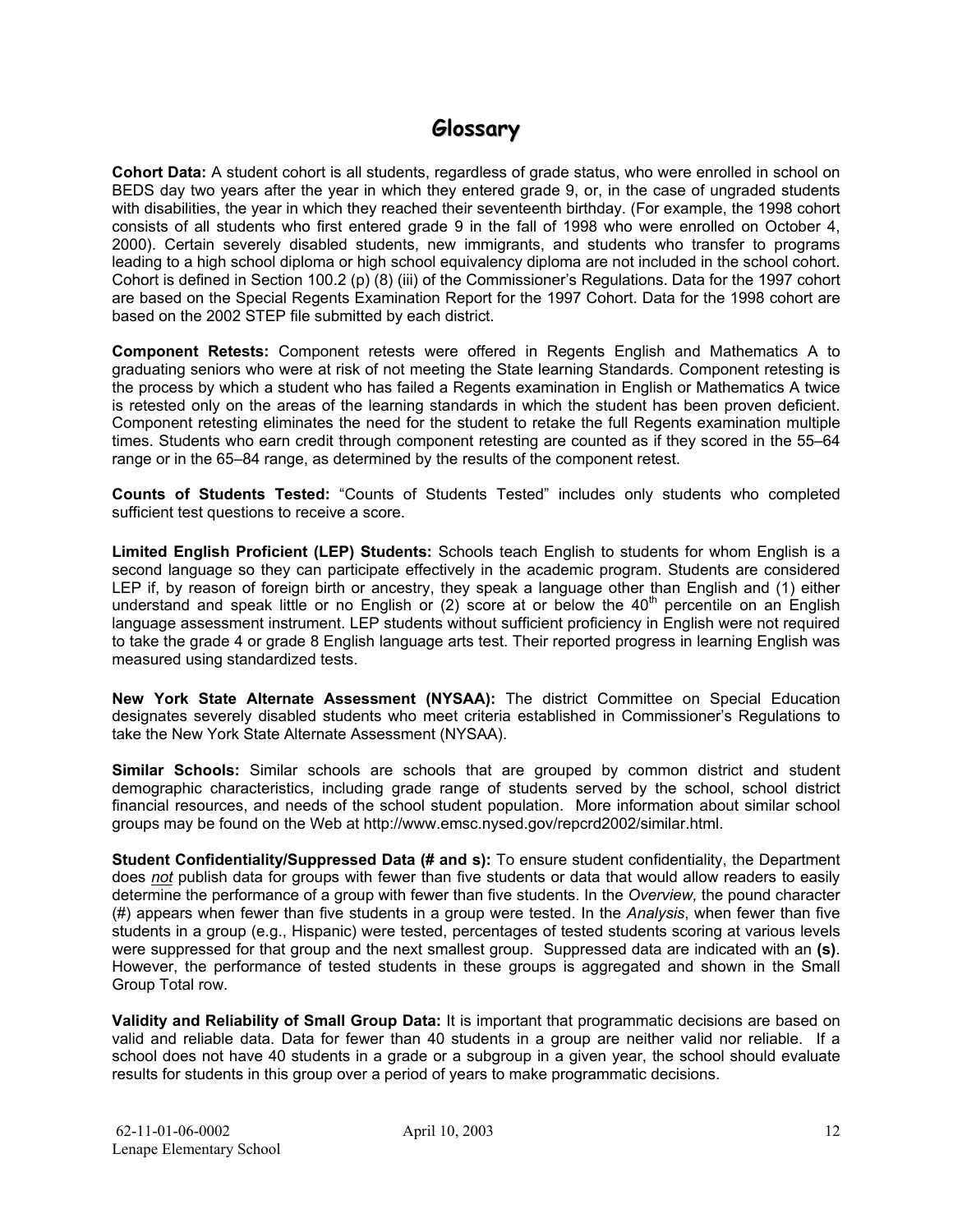# Glossary

**Cohort Data:** A student cohort is all students, regardless of grade status, who were enrolled in school on BEDS day two years after the year in which they entered grade 9, or, in the case of ungraded students with disabilities, the year in which they reached their seventeenth birthday. (For example, the 1998 cohort consists of all students who first entered grade 9 in the fall of 1998 who were enrolled on October 4, 2000). Certain severely disabled students, new immigrants, and students who transfer to programs leading to a high school diploma or high school equivalency diploma are not included in the school cohort. Cohort is defined in Section 100.2 (p) (8) (iii) of the Commissioner's Regulations. Data for the 1997 cohort are based on the Special Regents Examination Report for the 1997 Cohort. Data for the 1998 cohort are based on the 2002 STEP file submitted by each district.

**Component Retests:** Component retests were offered in Regents English and Mathematics A to graduating seniors who were at risk of not meeting the State learning Standards. Component retesting is the process by which a student who has failed a Regents examination in English or Mathematics A twice is retested only on the areas of the learning standards in which the student has been proven deficient. Component retesting eliminates the need for the student to retake the full Regents examination multiple times. Students who earn credit through component retesting are counted as if they scored in the 55–64 range or in the 65–84 range, as determined by the results of the component retest.

**Counts of Students Tested:** "Counts of Students Tested" includes only students who completed sufficient test questions to receive a score.

**Limited English Proficient (LEP) Students:** Schools teach English to students for whom English is a second language so they can participate effectively in the academic program. Students are considered LEP if, by reason of foreign birth or ancestry, they speak a language other than English and (1) either understand and speak little or no English or (2) score at or below the 40th percentile on an English language assessment instrument. LEP students without sufficient proficiency in English were not required to take the grade 4 or grade 8 English language arts test. Their reported progress in learning English was measured using standardized tests.

**New York State Alternate Assessment (NYSAA):** The district Committee on Special Education designates severely disabled students who meet criteria established in Commissioner's Regulations to take the New York State Alternate Assessment (NYSAA).

**Similar Schools:** Similar schools are schools that are grouped by common district and student demographic characteristics, including grade range of students served by the school, school district financial resources, and needs of the school student population. More information about similar school groups may be found on the Web at http://www.emsc.nysed.gov/repcrd2002/similar.html.

**Student Confidentiality/Suppressed Data (# and s):** To ensure student confidentiality, the Department does *not* publish data for groups with fewer than five students or data that would allow readers to easily determine the performance of a group with fewer than five students. In the *Overview,* the pound character (#) appears when fewer than five students in a group were tested. In the *Analysis*, when fewer than five students in a group (e.g., Hispanic) were tested, percentages of tested students scoring at various levels were suppressed for that group and the next smallest group. Suppressed data are indicated with an **(s)**. However, the performance of tested students in these groups is aggregated and shown in the Small Group Total row.

**Validity and Reliability of Small Group Data:** It is important that programmatic decisions are based on valid and reliable data. Data for fewer than 40 students in a group are neither valid nor reliable. If a school does not have 40 students in a grade or a subgroup in a given year, the school should evaluate results for students in this group over a period of years to make programmatic decisions.